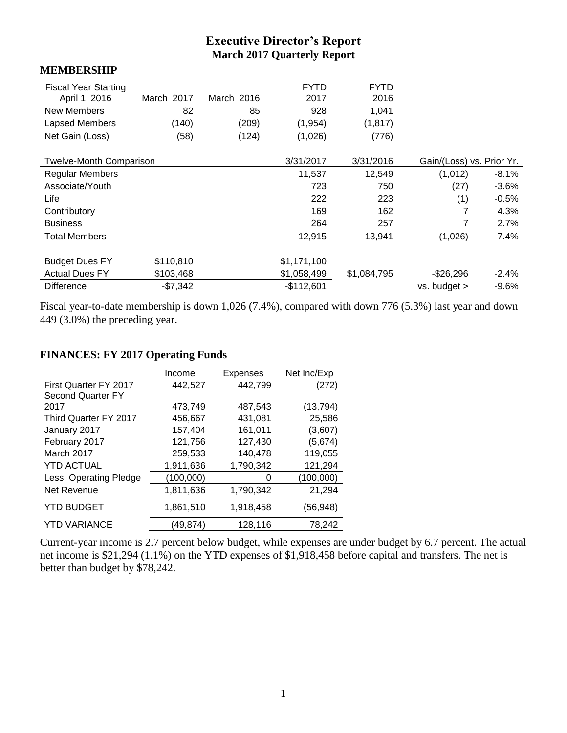# Executive Director's Report
## March 2017 Quarterly Report

### MEMBERSHIP

| Fiscal Year Starting April 1, 2016 | March 2017 | March 2016 | FYTD 2017 | FYTD 2016 | | |
|---|---|---|---|---|---|---|
| New Members | 82 | 85 | 928 | 1,041 | | |
| Lapsed Members | (140) | (209) | (1,954) | (1,817) | | |
| Net Gain (Loss) | (58) | (124) | (1,026) | (776) | | |
| | | | | | | |
| Twelve-Month Comparison | | | 3/31/2017 | 3/31/2016 | Gain/(Loss) vs. Prior Yr. | |
| Regular Members | | | 11,537 | 12,549 | (1,012) | -8.1% |
| Associate/Youth | | | 723 | 750 | (27) | -3.6% |
| Life | | | 222 | 223 | (1) | -0.5% |
| Contributory | | | 169 | 162 | 7 | 4.3% |
| Business | | | 264 | 257 | 7 | 2.7% |
| Total Members | | | 12,915 | 13,941 | (1,026) | -7.4% |
| | | | | | | |
| Budget Dues FY | $110,810 | | $1,171,100 | | | |
| Actual Dues FY | $103,468 | | $1,058,499 | $1,084,795 | -$26,296 | -2.4% |
| Difference | -$7,342 | | -$112,601 | | vs. budget > | -9.6% |

Fiscal year-to-date membership is down 1,026 (7.4%), compared with down 776 (5.3%) last year and down 449 (3.0%) the preceding year.

### FINANCES: FY 2017 Operating Funds

| | Income | Expenses | Net Inc/Exp |
|---|---|---|---|
| First Quarter FY 2017 | 442,527 | 442,799 | (272) |
| Second Quarter FY 2017 | 473,749 | 487,543 | (13,794) |
| Third Quarter FY 2017 | 456,667 | 431,081 | 25,586 |
| January 2017 | 157,404 | 161,011 | (3,607) |
| February 2017 | 121,756 | 127,430 | (5,674) |
| March 2017 | 259,533 | 140,478 | 119,055 |
| YTD ACTUAL | 1,911,636 | 1,790,342 | 121,294 |
| Less: Operating Pledge | (100,000) | 0 | (100,000) |
| Net Revenue | 1,811,636 | 1,790,342 | 21,294 |
| YTD BUDGET | 1,861,510 | 1,918,458 | (56,948) |
| YTD VARIANCE | (49,874) | 128,116 | 78,242 |

Current-year income is 2.7 percent below budget, while expenses are under budget by 6.7 percent. The actual net income is $21,294 (1.1%) on the YTD expenses of $1,918,458 before capital and transfers. The net is better than budget by $78,242.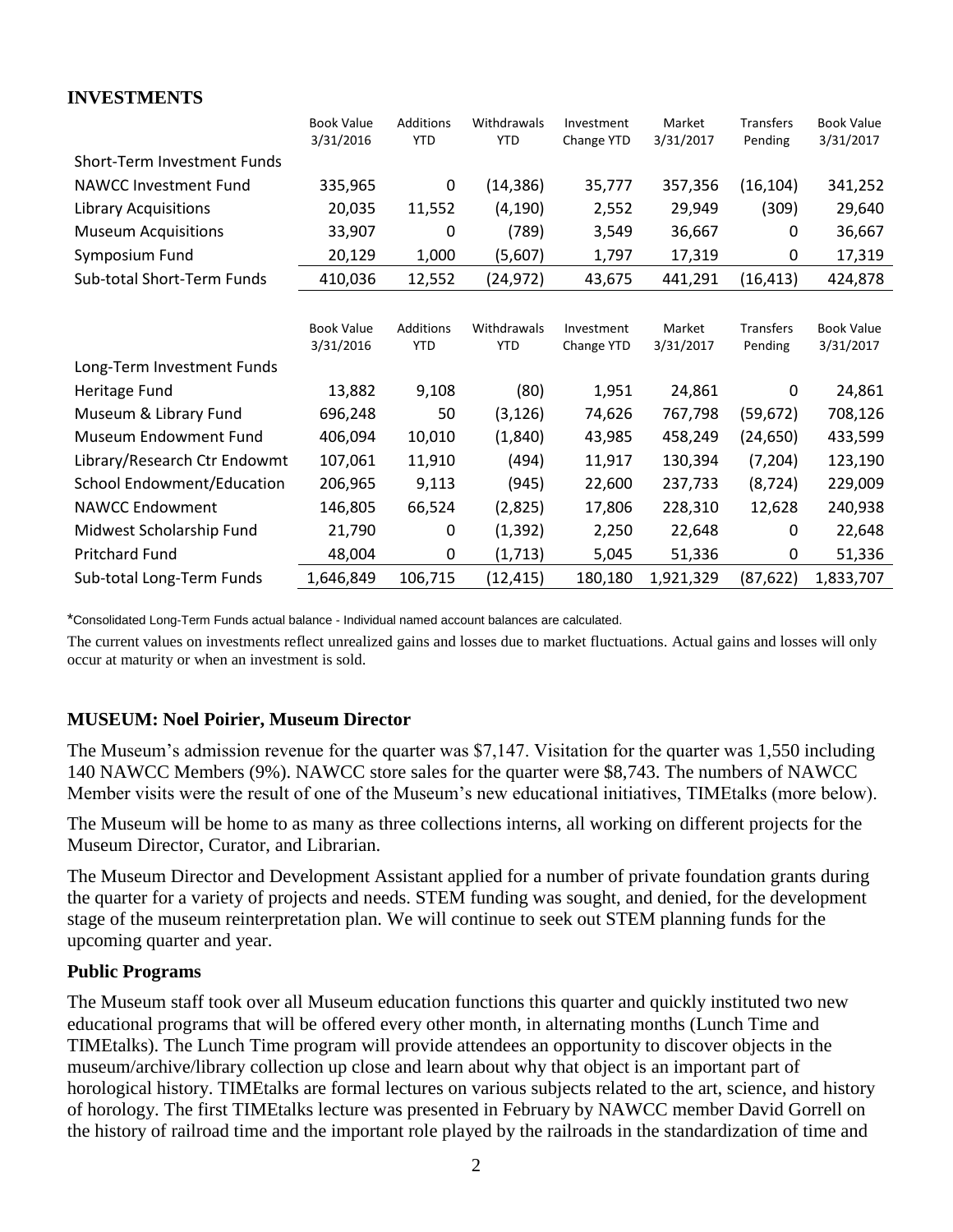## INVESTMENTS

| | Book Value 3/31/2016 | Additions YTD | Withdrawals YTD | Investment Change YTD | Market 3/31/2017 | Transfers Pending | Book Value 3/31/2017 |
|---|---|---|---|---|---|---|---|
| Short-Term Investment Funds | | | | | | | |
| NAWCC Investment Fund | 335,965 | 0 | (14,386) | 35,777 | 357,356 | (16,104) | 341,252 |
| Library Acquisitions | 20,035 | 11,552 | (4,190) | 2,552 | 29,949 | (309) | 29,640 |
| Museum Acquisitions | 33,907 | 0 | (789) | 3,549 | 36,667 | 0 | 36,667 |
| Symposium Fund | 20,129 | 1,000 | (5,607) | 1,797 | 17,319 | 0 | 17,319 |
| Sub-total Short-Term Funds | 410,036 | 12,552 | (24,972) | 43,675 | 441,291 | (16,413) | 424,878 |

| | Book Value 3/31/2016 | Additions YTD | Withdrawals YTD | Investment Change YTD | Market 3/31/2017 | Transfers Pending | Book Value 3/31/2017 |
|---|---|---|---|---|---|---|---|
| Long-Term Investment Funds | | | | | | | |
| Heritage Fund | 13,882 | 9,108 | (80) | 1,951 | 24,861 | 0 | 24,861 |
| Museum & Library Fund | 696,248 | 50 | (3,126) | 74,626 | 767,798 | (59,672) | 708,126 |
| Museum Endowment Fund | 406,094 | 10,010 | (1,840) | 43,985 | 458,249 | (24,650) | 433,599 |
| Library/Research Ctr Endowmt | 107,061 | 11,910 | (494) | 11,917 | 130,394 | (7,204) | 123,190 |
| School Endowment/Education | 206,965 | 9,113 | (945) | 22,600 | 237,733 | (8,724) | 229,009 |
| NAWCC Endowment | 146,805 | 66,524 | (2,825) | 17,806 | 228,310 | 12,628 | 240,938 |
| Midwest Scholarship Fund | 21,790 | 0 | (1,392) | 2,250 | 22,648 | 0 | 22,648 |
| Pritchard Fund | 48,004 | 0 | (1,713) | 5,045 | 51,336 | 0 | 51,336 |
| Sub-total Long-Term Funds | 1,646,849 | 106,715 | (12,415) | 180,180 | 1,921,329 | (87,622) | 1,833,707 |

*Consolidated Long-Term Funds actual balance - Individual named account balances are calculated.

The current values on investments reflect unrealized gains and losses due to market fluctuations. Actual gains and losses will only occur at maturity or when an investment is sold.

## MUSEUM: Noel Poirier, Museum Director

The Museum's admission revenue for the quarter was $7,147. Visitation for the quarter was 1,550 including 140 NAWCC Members (9%). NAWCC store sales for the quarter were $8,743. The numbers of NAWCC Member visits were the result of one of the Museum's new educational initiatives, TIMEtalks (more below).

The Museum will be home to as many as three collections interns, all working on different projects for the Museum Director, Curator, and Librarian.

The Museum Director and Development Assistant applied for a number of private foundation grants during the quarter for a variety of projects and needs. STEM funding was sought, and denied, for the development stage of the museum reinterpretation plan. We will continue to seek out STEM planning funds for the upcoming quarter and year.

### Public Programs

The Museum staff took over all Museum education functions this quarter and quickly instituted two new educational programs that will be offered every other month, in alternating months (Lunch Time and TIMEtalks). The Lunch Time program will provide attendees an opportunity to discover objects in the museum/archive/library collection up close and learn about why that object is an important part of horological history. TIMEtalks are formal lectures on various subjects related to the art, science, and history of horology. The first TIMEtalks lecture was presented in February by NAWCC member David Gorrell on the history of railroad time and the important role played by the railroads in the standardization of time and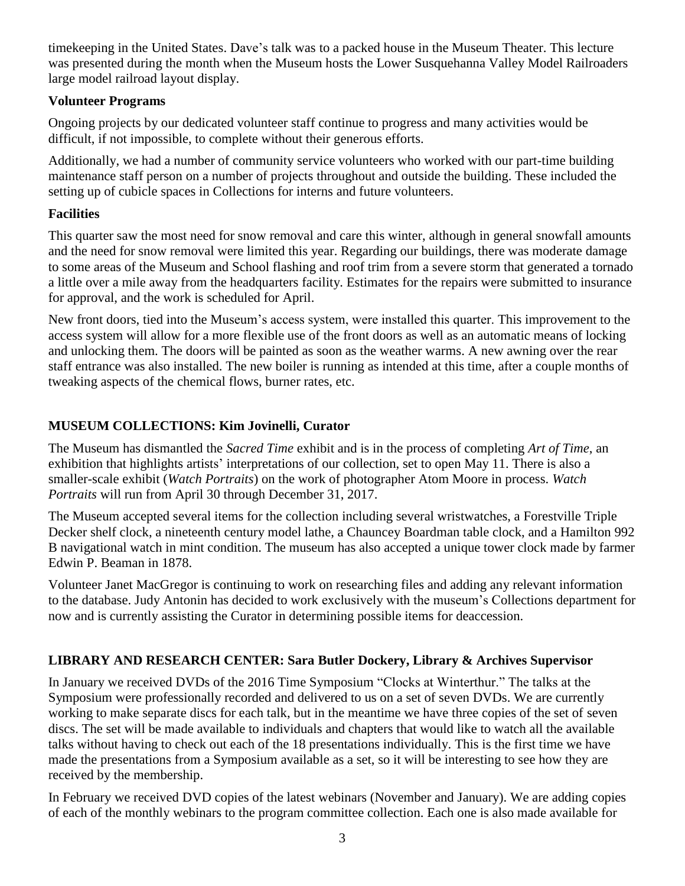timekeeping in the United States. Dave's talk was to a packed house in the Museum Theater. This lecture was presented during the month when the Museum hosts the Lower Susquehanna Valley Model Railroaders large model railroad layout display.

### Volunteer Programs

Ongoing projects by our dedicated volunteer staff continue to progress and many activities would be difficult, if not impossible, to complete without their generous efforts.

Additionally, we had a number of community service volunteers who worked with our part-time building maintenance staff person on a number of projects throughout and outside the building. These included the setting up of cubicle spaces in Collections for interns and future volunteers.

### Facilities

This quarter saw the most need for snow removal and care this winter, although in general snowfall amounts and the need for snow removal were limited this year. Regarding our buildings, there was moderate damage to some areas of the Museum and School flashing and roof trim from a severe storm that generated a tornado a little over a mile away from the headquarters facility. Estimates for the repairs were submitted to insurance for approval, and the work is scheduled for April.

New front doors, tied into the Museum's access system, were installed this quarter. This improvement to the access system will allow for a more flexible use of the front doors as well as an automatic means of locking and unlocking them. The doors will be painted as soon as the weather warms. A new awning over the rear staff entrance was also installed. The new boiler is running as intended at this time, after a couple months of tweaking aspects of the chemical flows, burner rates, etc.

## MUSEUM COLLECTIONS: Kim Jovinelli, Curator

The Museum has dismantled the *Sacred Time* exhibit and is in the process of completing *Art of Time*, an exhibition that highlights artists' interpretations of our collection, set to open May 11. There is also a smaller-scale exhibit (*Watch Portraits*) on the work of photographer Atom Moore in process. *Watch Portraits* will run from April 30 through December 31, 2017.

The Museum accepted several items for the collection including several wristwatches, a Forestville Triple Decker shelf clock, a nineteenth century model lathe, a Chauncey Boardman table clock, and a Hamilton 992 B navigational watch in mint condition. The museum has also accepted a unique tower clock made by farmer Edwin P. Beaman in 1878.

Volunteer Janet MacGregor is continuing to work on researching files and adding any relevant information to the database. Judy Antonin has decided to work exclusively with the museum's Collections department for now and is currently assisting the Curator in determining possible items for deaccession.

## LIBRARY AND RESEARCH CENTER: Sara Butler Dockery, Library & Archives Supervisor

In January we received DVDs of the 2016 Time Symposium "Clocks at Winterthur." The talks at the Symposium were professionally recorded and delivered to us on a set of seven DVDs. We are currently working to make separate discs for each talk, but in the meantime we have three copies of the set of seven discs. The set will be made available to individuals and chapters that would like to watch all the available talks without having to check out each of the 18 presentations individually. This is the first time we have made the presentations from a Symposium available as a set, so it will be interesting to see how they are received by the membership.

In February we received DVD copies of the latest webinars (November and January). We are adding copies of each of the monthly webinars to the program committee collection. Each one is also made available for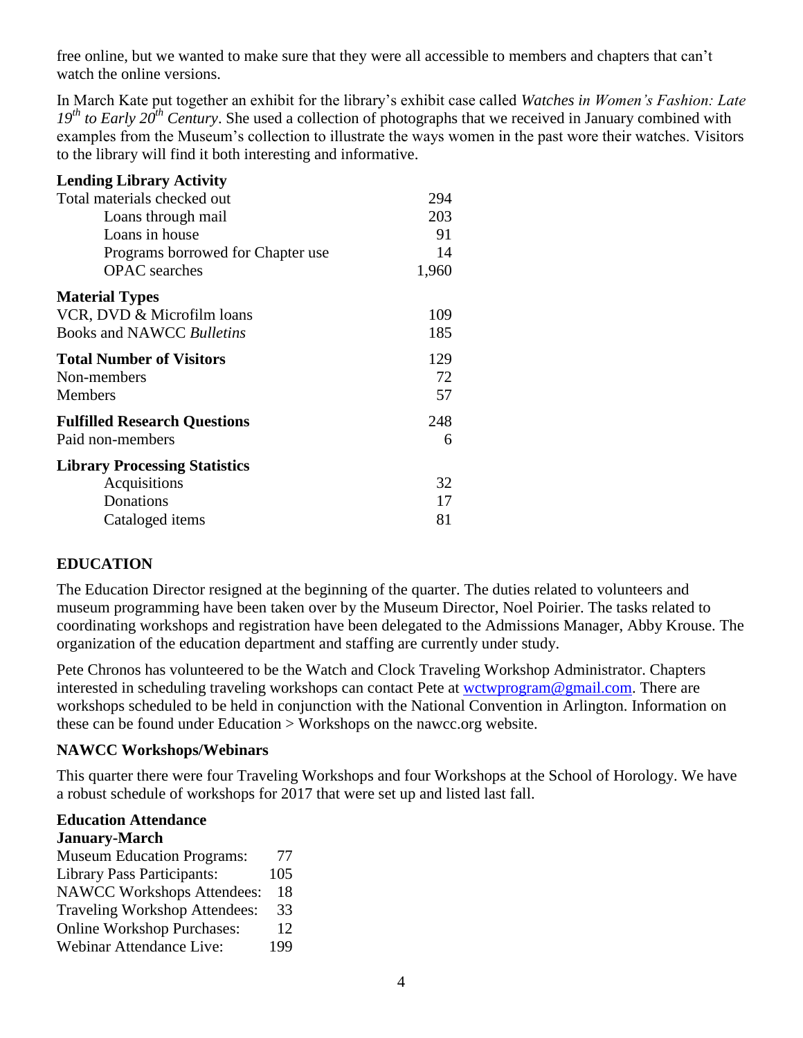free online, but we wanted to make sure that they were all accessible to members and chapters that can't watch the online versions.

In March Kate put together an exhibit for the library's exhibit case called *Watches in Women's Fashion: Late 19th to Early 20th Century*. She used a collection of photographs that we received in January combined with examples from the Museum's collection to illustrate the ways women in the past wore their watches. Visitors to the library will find it both interesting and informative.

| **Lending Library Activity** | |
|---|---|
| Total materials checked out | 294 |
| Loans through mail | 203 |
| Loans in house | 91 |
| Programs borrowed for Chapter use | 14 |
| OPAC searches | 1,960 |
| **Material Types** | |
| VCR, DVD & Microfilm loans | 109 |
| Books and NAWCC *Bulletins* | 185 |
| **Total Number of Visitors** | 129 |
| Non-members | 72 |
| Members | 57 |
| **Fulfilled Research Questions** | 248 |
| Paid non-members | 6 |
| **Library Processing Statistics** | |
| Acquisitions | 32 |
| Donations | 17 |
| Cataloged items | 81 |

## EDUCATION

The Education Director resigned at the beginning of the quarter. The duties related to volunteers and museum programming have been taken over by the Museum Director, Noel Poirier. The tasks related to coordinating workshops and registration have been delegated to the Admissions Manager, Abby Krouse. The organization of the education department and staffing are currently under study.

Pete Chronos has volunteered to be the Watch and Clock Traveling Workshop Administrator. Chapters interested in scheduling traveling workshops can contact Pete at wctwprogram@gmail.com. There are workshops scheduled to be held in conjunction with the National Convention in Arlington. Information on these can be found under Education > Workshops on the nawcc.org website.

### NAWCC Workshops/Webinars

This quarter there were four Traveling Workshops and four Workshops at the School of Horology. We have a robust schedule of workshops for 2017 that were set up and listed last fall.

**Education Attendance**
**January-March**

| | |
|---|---|
| Museum Education Programs: | 77 |
| Library Pass Participants: | 105 |
| NAWCC Workshops Attendees: | 18 |
| Traveling Workshop Attendees: | 33 |
| Online Workshop Purchases: | 12 |
| Webinar Attendance Live: | 199 |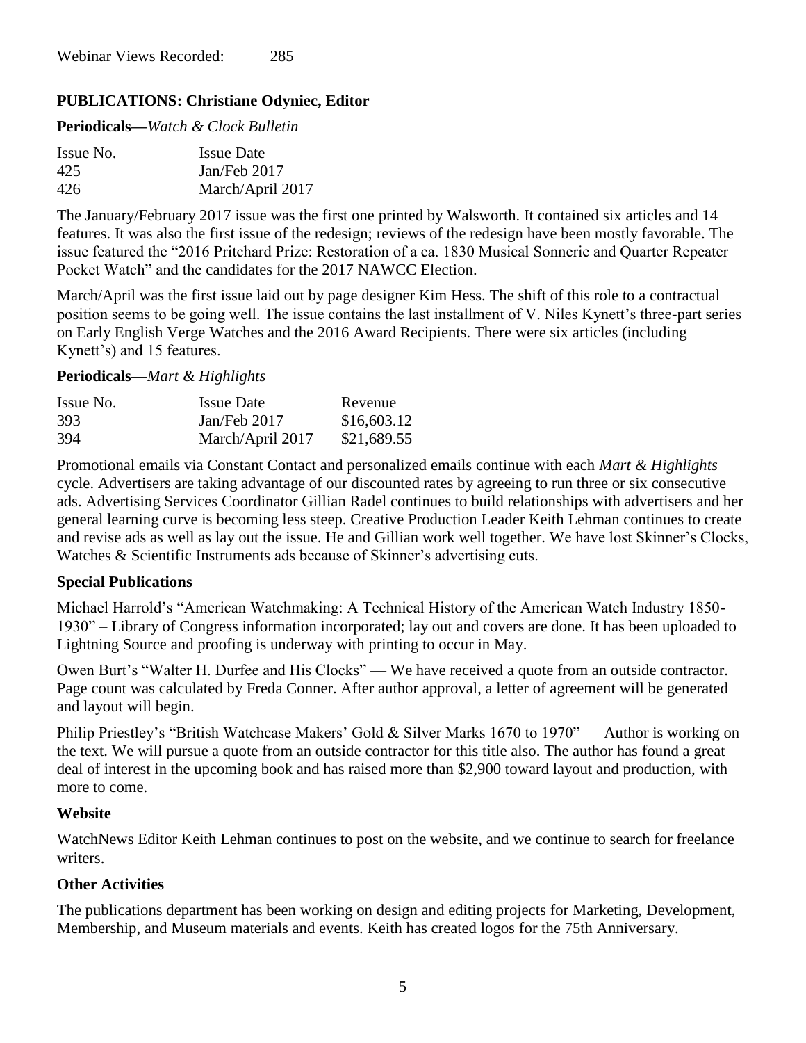Webinar Views Recorded: 285

## PUBLICATIONS: Christiane Odyniec, Editor

**Periodicals—*Watch & Clock Bulletin***

| Issue No. | Issue Date |
|---|---|
| 425 | Jan/Feb 2017 |
| 426 | March/April 2017 |

The January/February 2017 issue was the first one printed by Walsworth. It contained six articles and 14 features. It was also the first issue of the redesign; reviews of the redesign have been mostly favorable. The issue featured the "2016 Pritchard Prize: Restoration of a ca. 1830 Musical Sonnerie and Quarter Repeater Pocket Watch" and the candidates for the 2017 NAWCC Election.

March/April was the first issue laid out by page designer Kim Hess. The shift of this role to a contractual position seems to be going well. The issue contains the last installment of V. Niles Kynett's three-part series on Early English Verge Watches and the 2016 Award Recipients. There were six articles (including Kynett's) and 15 features.

**Periodicals—*Mart & Highlights***

| Issue No. | Issue Date | Revenue |
|---|---|---|
| 393 | Jan/Feb 2017 | $16,603.12 |
| 394 | March/April 2017 | $21,689.55 |

Promotional emails via Constant Contact and personalized emails continue with each *Mart & Highlights* cycle. Advertisers are taking advantage of our discounted rates by agreeing to run three or six consecutive ads. Advertising Services Coordinator Gillian Radel continues to build relationships with advertisers and her general learning curve is becoming less steep. Creative Production Leader Keith Lehman continues to create and revise ads as well as lay out the issue. He and Gillian work well together. We have lost Skinner's Clocks, Watches & Scientific Instruments ads because of Skinner's advertising cuts.

### Special Publications

Michael Harrold's "American Watchmaking: A Technical History of the American Watch Industry 1850-1930" – Library of Congress information incorporated; lay out and covers are done. It has been uploaded to Lightning Source and proofing is underway with printing to occur in May.

Owen Burt's "Walter H. Durfee and His Clocks" — We have received a quote from an outside contractor. Page count was calculated by Freda Conner. After author approval, a letter of agreement will be generated and layout will begin.

Philip Priestley's "British Watchcase Makers' Gold & Silver Marks 1670 to 1970" — Author is working on the text. We will pursue a quote from an outside contractor for this title also. The author has found a great deal of interest in the upcoming book and has raised more than $2,900 toward layout and production, with more to come.

### Website

WatchNews Editor Keith Lehman continues to post on the website, and we continue to search for freelance writers.

### Other Activities

The publications department has been working on design and editing projects for Marketing, Development, Membership, and Museum materials and events. Keith has created logos for the 75th Anniversary.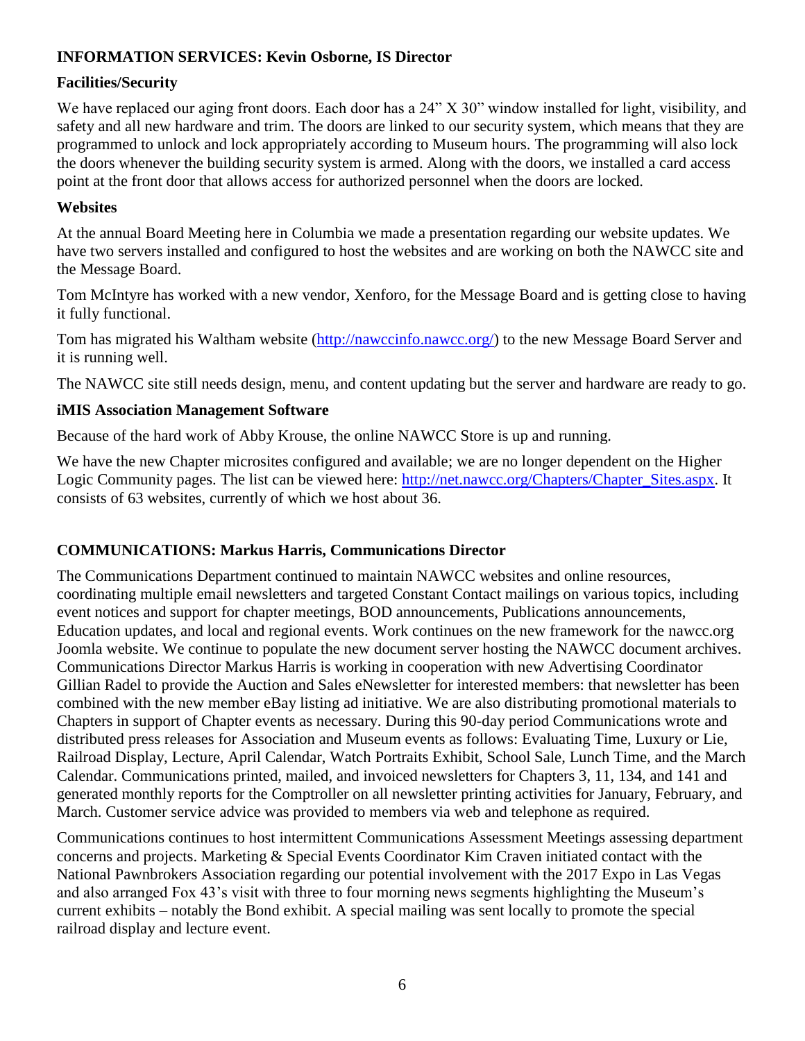## INFORMATION SERVICES: Kevin Osborne, IS Director

### Facilities/Security

We have replaced our aging front doors. Each door has a 24" X 30" window installed for light, visibility, and safety and all new hardware and trim. The doors are linked to our security system, which means that they are programmed to unlock and lock appropriately according to Museum hours. The programming will also lock the doors whenever the building security system is armed. Along with the doors, we installed a card access point at the front door that allows access for authorized personnel when the doors are locked.

### Websites

At the annual Board Meeting here in Columbia we made a presentation regarding our website updates. We have two servers installed and configured to host the websites and are working on both the NAWCC site and the Message Board.

Tom McIntyre has worked with a new vendor, Xenforo, for the Message Board and is getting close to having it fully functional.

Tom has migrated his Waltham website (http://nawccinfo.nawcc.org/) to the new Message Board Server and it is running well.

The NAWCC site still needs design, menu, and content updating but the server and hardware are ready to go.

### iMIS Association Management Software

Because of the hard work of Abby Krouse, the online NAWCC Store is up and running.

We have the new Chapter microsites configured and available; we are no longer dependent on the Higher Logic Community pages. The list can be viewed here: http://net.nawcc.org/Chapters/Chapter_Sites.aspx. It consists of 63 websites, currently of which we host about 36.

## COMMUNICATIONS: Markus Harris, Communications Director

The Communications Department continued to maintain NAWCC websites and online resources, coordinating multiple email newsletters and targeted Constant Contact mailings on various topics, including event notices and support for chapter meetings, BOD announcements, Publications announcements, Education updates, and local and regional events. Work continues on the new framework for the nawcc.org Joomla website. We continue to populate the new document server hosting the NAWCC document archives. Communications Director Markus Harris is working in cooperation with new Advertising Coordinator Gillian Radel to provide the Auction and Sales eNewsletter for interested members: that newsletter has been combined with the new member eBay listing ad initiative. We are also distributing promotional materials to Chapters in support of Chapter events as necessary. During this 90-day period Communications wrote and distributed press releases for Association and Museum events as follows: Evaluating Time, Luxury or Lie, Railroad Display, Lecture, April Calendar, Watch Portraits Exhibit, School Sale, Lunch Time, and the March Calendar. Communications printed, mailed, and invoiced newsletters for Chapters 3, 11, 134, and 141 and generated monthly reports for the Comptroller on all newsletter printing activities for January, February, and March. Customer service advice was provided to members via web and telephone as required.

Communications continues to host intermittent Communications Assessment Meetings assessing department concerns and projects. Marketing & Special Events Coordinator Kim Craven initiated contact with the National Pawnbrokers Association regarding our potential involvement with the 2017 Expo in Las Vegas and also arranged Fox 43's visit with three to four morning news segments highlighting the Museum's current exhibits – notably the Bond exhibit. A special mailing was sent locally to promote the special railroad display and lecture event.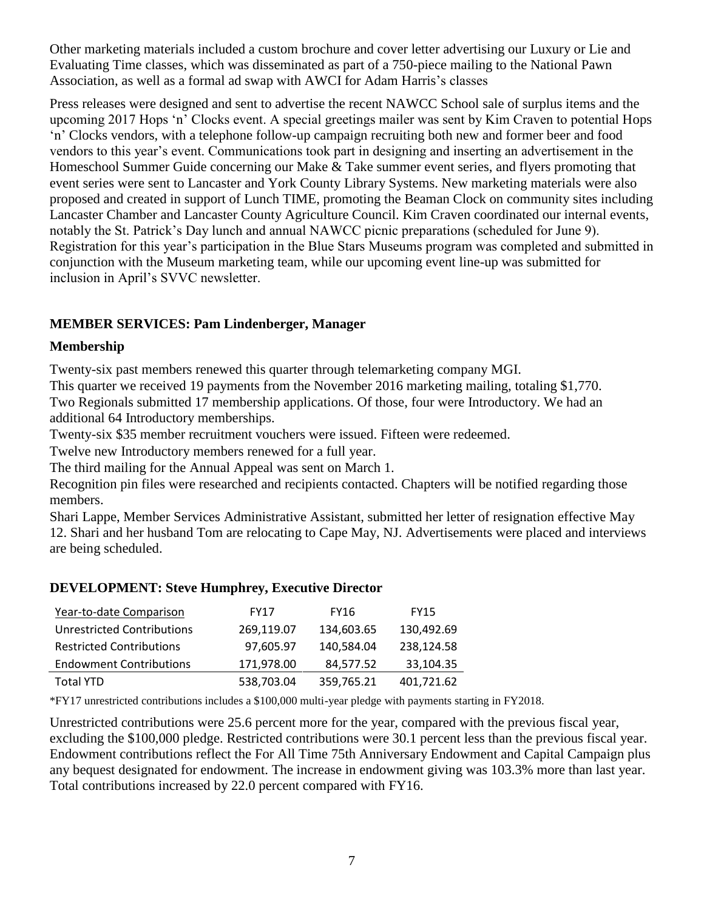Other marketing materials included a custom brochure and cover letter advertising our Luxury or Lie and Evaluating Time classes, which was disseminated as part of a 750-piece mailing to the National Pawn Association, as well as a formal ad swap with AWCI for Adam Harris's classes

Press releases were designed and sent to advertise the recent NAWCC School sale of surplus items and the upcoming 2017 Hops 'n' Clocks event. A special greetings mailer was sent by Kim Craven to potential Hops 'n' Clocks vendors, with a telephone follow-up campaign recruiting both new and former beer and food vendors to this year's event. Communications took part in designing and inserting an advertisement in the Homeschool Summer Guide concerning our Make & Take summer event series, and flyers promoting that event series were sent to Lancaster and York County Library Systems. New marketing materials were also proposed and created in support of Lunch TIME, promoting the Beaman Clock on community sites including Lancaster Chamber and Lancaster County Agriculture Council. Kim Craven coordinated our internal events, notably the St. Patrick's Day lunch and annual NAWCC picnic preparations (scheduled for June 9). Registration for this year's participation in the Blue Stars Museums program was completed and submitted in conjunction with the Museum marketing team, while our upcoming event line-up was submitted for inclusion in April's SVVC newsletter.

## MEMBER SERVICES: Pam Lindenberger, Manager

### Membership

Twenty-six past members renewed this quarter through telemarketing company MGI.

This quarter we received 19 payments from the November 2016 marketing mailing, totaling $1,770.

Two Regionals submitted 17 membership applications. Of those, four were Introductory. We had an additional 64 Introductory memberships.

Twenty-six $35 member recruitment vouchers were issued. Fifteen were redeemed.

Twelve new Introductory members renewed for a full year.

The third mailing for the Annual Appeal was sent on March 1.

Recognition pin files were researched and recipients contacted. Chapters will be notified regarding those members.

Shari Lappe, Member Services Administrative Assistant, submitted her letter of resignation effective May 12. Shari and her husband Tom are relocating to Cape May, NJ. Advertisements were placed and interviews are being scheduled.

## DEVELOPMENT: Steve Humphrey, Executive Director

| Year-to-date Comparison | FY17 | FY16 | FY15 |
|---|---|---|---|
| Unrestricted Contributions | 269,119.07 | 134,603.65 | 130,492.69 |
| Restricted Contributions | 97,605.97 | 140,584.04 | 238,124.58 |
| Endowment Contributions | 171,978.00 | 84,577.52 | 33,104.35 |
| Total YTD | 538,703.04 | 359,765.21 | 401,721.62 |

*FY17 unrestricted contributions includes a $100,000 multi-year pledge with payments starting in FY2018.

Unrestricted contributions were 25.6 percent more for the year, compared with the previous fiscal year, excluding the $100,000 pledge. Restricted contributions were 30.1 percent less than the previous fiscal year. Endowment contributions reflect the For All Time 75th Anniversary Endowment and Capital Campaign plus any bequest designated for endowment. The increase in endowment giving was 103.3% more than last year. Total contributions increased by 22.0 percent compared with FY16.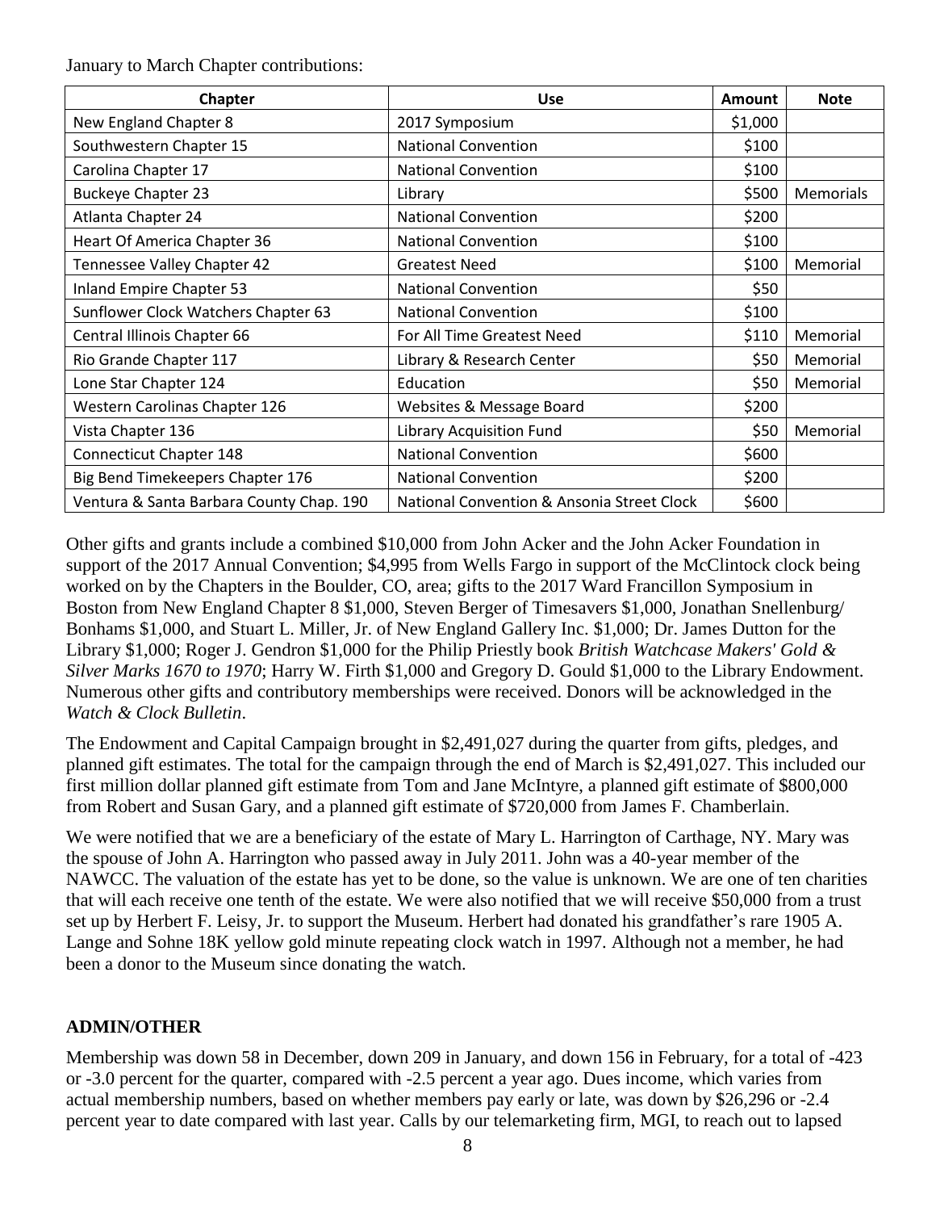January to March Chapter contributions:

| Chapter | Use | Amount | Note |
|---|---|---|---|
| New England Chapter 8 | 2017 Symposium | $1,000 | |
| Southwestern Chapter 15 | National Convention | $100 | |
| Carolina Chapter 17 | National Convention | $100 | |
| Buckeye Chapter 23 | Library | $500 | Memorials |
| Atlanta Chapter 24 | National Convention | $200 | |
| Heart Of America Chapter 36 | National Convention | $100 | |
| Tennessee Valley Chapter 42 | Greatest Need | $100 | Memorial |
| Inland Empire Chapter 53 | National Convention | $50 | |
| Sunflower Clock Watchers Chapter 63 | National Convention | $100 | |
| Central Illinois Chapter 66 | For All Time Greatest Need | $110 | Memorial |
| Rio Grande Chapter 117 | Library & Research Center | $50 | Memorial |
| Lone Star Chapter 124 | Education | $50 | Memorial |
| Western Carolinas Chapter 126 | Websites & Message Board | $200 | |
| Vista Chapter 136 | Library Acquisition Fund | $50 | Memorial |
| Connecticut Chapter 148 | National Convention | $600 | |
| Big Bend Timekeepers Chapter 176 | National Convention | $200 | |
| Ventura & Santa Barbara County Chap. 190 | National Convention & Ansonia Street Clock | $600 | |

Other gifts and grants include a combined $10,000 from John Acker and the John Acker Foundation in support of the 2017 Annual Convention; $4,995 from Wells Fargo in support of the McClintock clock being worked on by the Chapters in the Boulder, CO, area; gifts to the 2017 Ward Francillon Symposium in Boston from New England Chapter 8 $1,000, Steven Berger of Timesavers $1,000, Jonathan Snellenburg/ Bonhams $1,000, and Stuart L. Miller, Jr. of New England Gallery Inc. $1,000; Dr. James Dutton for the Library $1,000; Roger J. Gendron $1,000 for the Philip Priestly book *British Watchcase Makers' Gold & Silver Marks 1670 to 1970*; Harry W. Firth $1,000 and Gregory D. Gould $1,000 to the Library Endowment. Numerous other gifts and contributory memberships were received. Donors will be acknowledged in the *Watch & Clock Bulletin*.

The Endowment and Capital Campaign brought in $2,491,027 during the quarter from gifts, pledges, and planned gift estimates. The total for the campaign through the end of March is $2,491,027. This included our first million dollar planned gift estimate from Tom and Jane McIntyre, a planned gift estimate of $800,000 from Robert and Susan Gary, and a planned gift estimate of $720,000 from James F. Chamberlain.

We were notified that we are a beneficiary of the estate of Mary L. Harrington of Carthage, NY. Mary was the spouse of John A. Harrington who passed away in July 2011. John was a 40-year member of the NAWCC. The valuation of the estate has yet to be done, so the value is unknown. We are one of ten charities that will each receive one tenth of the estate. We were also notified that we will receive $50,000 from a trust set up by Herbert F. Leisy, Jr. to support the Museum. Herbert had donated his grandfather's rare 1905 A. Lange and Sohne 18K yellow gold minute repeating clock watch in 1997. Although not a member, he had been a donor to the Museum since donating the watch.

## ADMIN/OTHER

Membership was down 58 in December, down 209 in January, and down 156 in February, for a total of -423 or -3.0 percent for the quarter, compared with -2.5 percent a year ago. Dues income, which varies from actual membership numbers, based on whether members pay early or late, was down by $26,296 or -2.4 percent year to date compared with last year. Calls by our telemarketing firm, MGI, to reach out to lapsed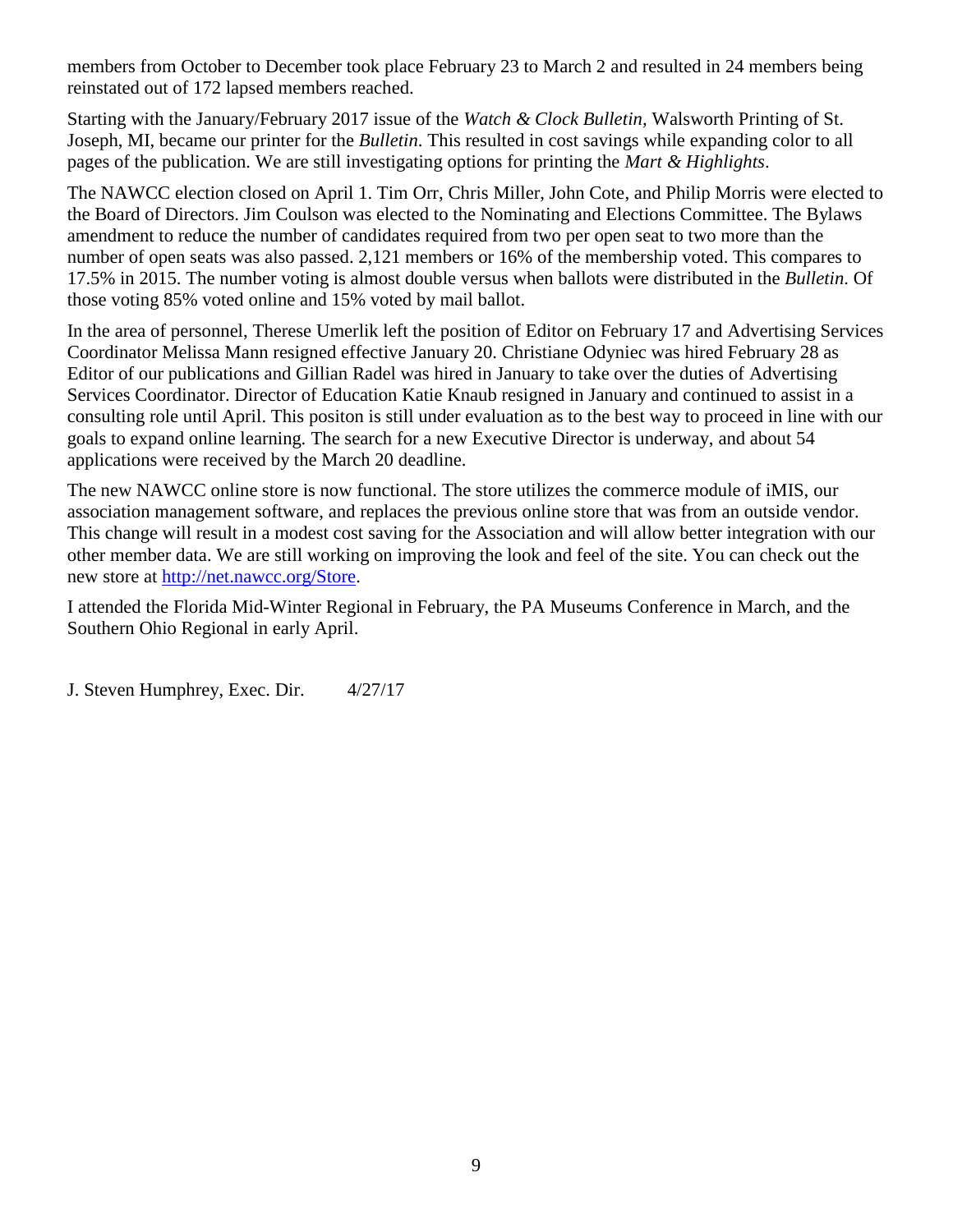members from October to December took place February 23 to March 2 and resulted in 24 members being reinstated out of 172 lapsed members reached.

Starting with the January/February 2017 issue of the *Watch & Clock Bulletin*, Walsworth Printing of St. Joseph, MI, became our printer for the *Bulletin*. This resulted in cost savings while expanding color to all pages of the publication. We are still investigating options for printing the *Mart & Highlights*.

The NAWCC election closed on April 1. Tim Orr, Chris Miller, John Cote, and Philip Morris were elected to the Board of Directors. Jim Coulson was elected to the Nominating and Elections Committee. The Bylaws amendment to reduce the number of candidates required from two per open seat to two more than the number of open seats was also passed. 2,121 members or 16% of the membership voted. This compares to 17.5% in 2015. The number voting is almost double versus when ballots were distributed in the *Bulletin*. Of those voting 85% voted online and 15% voted by mail ballot.

In the area of personnel, Therese Umerlik left the position of Editor on February 17 and Advertising Services Coordinator Melissa Mann resigned effective January 20. Christiane Odyniec was hired February 28 as Editor of our publications and Gillian Radel was hired in January to take over the duties of Advertising Services Coordinator. Director of Education Katie Knaub resigned in January and continued to assist in a consulting role until April. This positon is still under evaluation as to the best way to proceed in line with our goals to expand online learning. The search for a new Executive Director is underway, and about 54 applications were received by the March 20 deadline.

The new NAWCC online store is now functional. The store utilizes the commerce module of iMIS, our association management software, and replaces the previous online store that was from an outside vendor. This change will result in a modest cost saving for the Association and will allow better integration with our other member data. We are still working on improving the look and feel of the site. You can check out the new store at [http://net.nawcc.org/Store](http://net.nawcc.org/Store).

I attended the Florida Mid-Winter Regional in February, the PA Museums Conference in March, and the Southern Ohio Regional in early April.

J. Steven Humphrey, Exec. Dir. 4/27/17